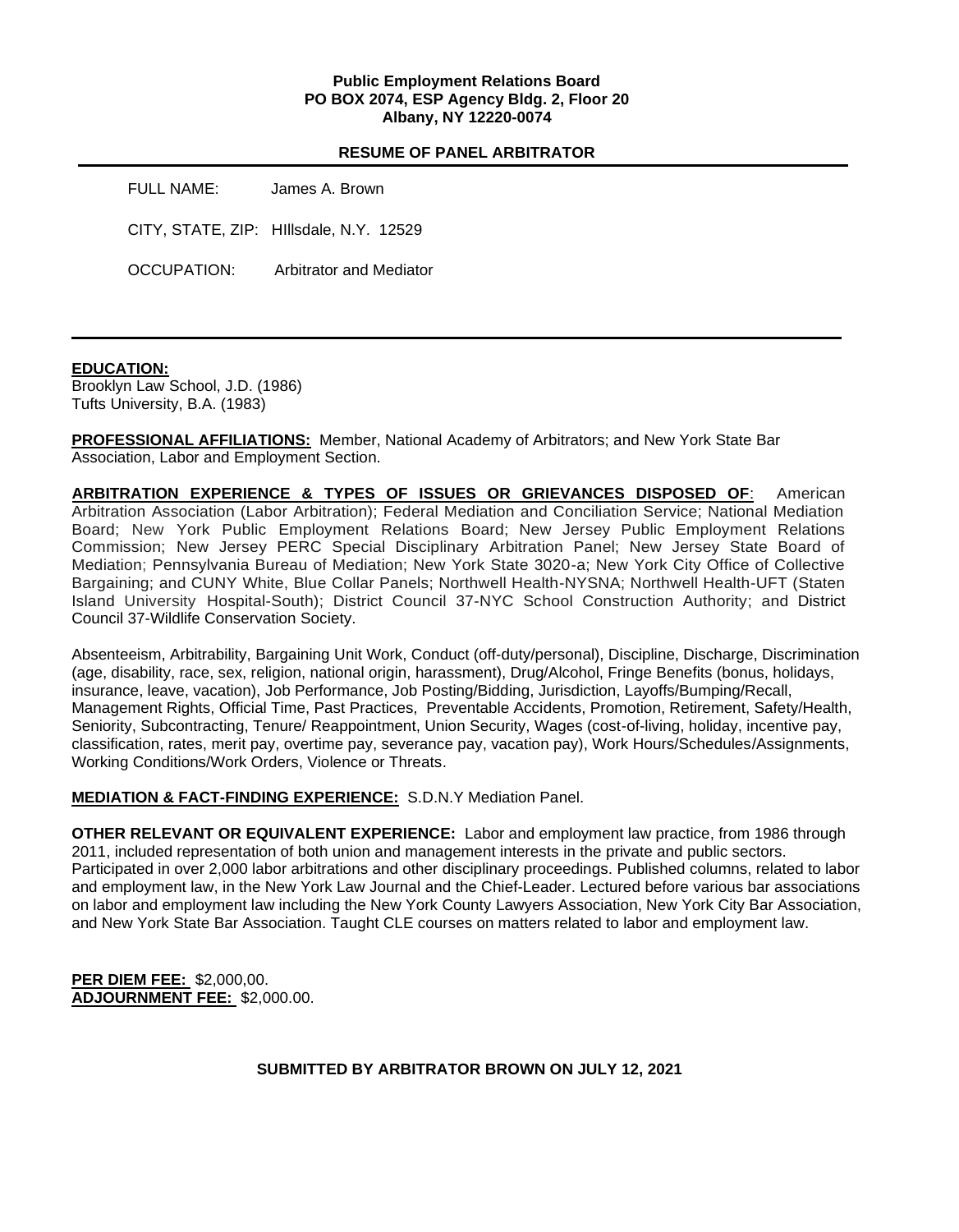**Public Employment Relations Board**
**PO BOX 2074, ESP Agency Bldg. 2, Floor 20**
**Albany, NY 12220-0074**

## RESUME OF PANEL ARBITRATOR

FULL NAME: James A. Brown

CITY, STATE, ZIP: HIllsdale, N.Y. 12529

OCCUPATION: Arbitrator and Mediator

---

**EDUCATION:**
Brooklyn Law School, J.D. (1986)
Tufts University, B.A. (1983)

**PROFESSIONAL AFFILIATIONS:** Member, National Academy of Arbitrators; and New York State Bar Association, Labor and Employment Section.

**ARBITRATION EXPERIENCE & TYPES OF ISSUES OR GRIEVANCES DISPOSED OF**: American Arbitration Association (Labor Arbitration); Federal Mediation and Conciliation Service; National Mediation Board; New York Public Employment Relations Board; New Jersey Public Employment Relations Commission; New Jersey PERC Special Disciplinary Arbitration Panel; New Jersey State Board of Mediation; Pennsylvania Bureau of Mediation; New York State 3020-a; New York City Office of Collective Bargaining; and CUNY White, Blue Collar Panels; Northwell Health-NYSNA; Northwell Health-UFT (Staten Island University Hospital-South); District Council 37-NYC School Construction Authority; and District Council 37-Wildlife Conservation Society.

Absenteeism, Arbitrability, Bargaining Unit Work, Conduct (off-duty/personal), Discipline, Discharge, Discrimination (age, disability, race, sex, religion, national origin, harassment), Drug/Alcohol, Fringe Benefits (bonus, holidays, insurance, leave, vacation), Job Performance, Job Posting/Bidding, Jurisdiction, Layoffs/Bumping/Recall, Management Rights, Official Time, Past Practices, Preventable Accidents, Promotion, Retirement, Safety/Health, Seniority, Subcontracting, Tenure/ Reappointment, Union Security, Wages (cost-of-living, holiday, incentive pay, classification, rates, merit pay, overtime pay, severance pay, vacation pay), Work Hours/Schedules/Assignments, Working Conditions/Work Orders, Violence or Threats.

**MEDIATION & FACT-FINDING EXPERIENCE:** S.D.N.Y Mediation Panel.

**OTHER RELEVANT OR EQUIVALENT EXPERIENCE:** Labor and employment law practice, from 1986 through 2011, included representation of both union and management interests in the private and public sectors. Participated in over 2,000 labor arbitrations and other disciplinary proceedings. Published columns, related to labor and employment law, in the New York Law Journal and the Chief-Leader. Lectured before various bar associations on labor and employment law including the New York County Lawyers Association, New York City Bar Association, and New York State Bar Association. Taught CLE courses on matters related to labor and employment law.

**PER DIEM FEE:** $2,000,00.
**ADJOURNMENT FEE:** $2,000.00.

**SUBMITTED BY ARBITRATOR BROWN ON JULY 12, 2021**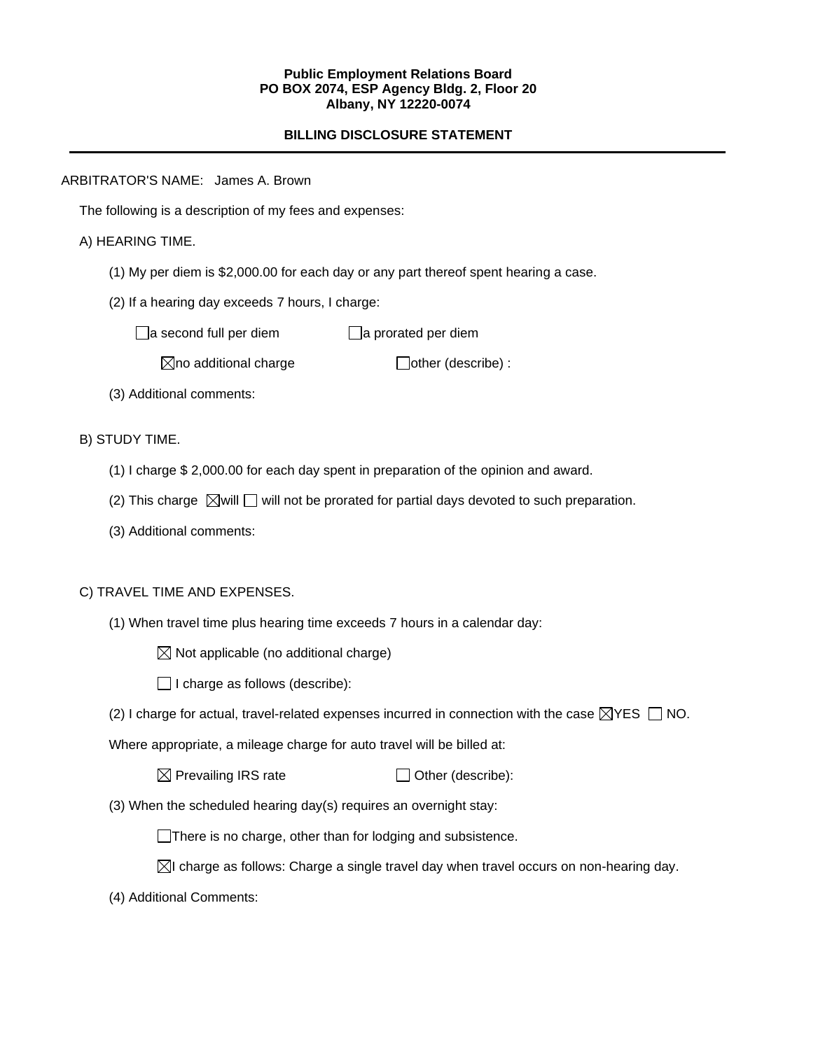**Public Employment Relations Board**
**PO BOX 2074, ESP Agency Bldg. 2, Floor 20**
**Albany, NY 12220-0074**

**BILLING DISCLOSURE STATEMENT**

---

ARBITRATOR'S NAME: James A. Brown

The following is a description of my fees and expenses:

A) HEARING TIME.

(1) My per diem is $2,000.00 for each day or any part thereof spent hearing a case.

(2) If a hearing day exceeds 7 hours, I charge:

☐ a second full per diem ☐ a prorated per diem

☒ no additional charge ☐ other (describe) :

(3) Additional comments:

B) STUDY TIME.

(1) I charge $ 2,000.00 for each day spent in preparation of the opinion and award.

(2) This charge ☒ will ☐ will not be prorated for partial days devoted to such preparation.

(3) Additional comments:

C) TRAVEL TIME AND EXPENSES.

(1) When travel time plus hearing time exceeds 7 hours in a calendar day:

☒ Not applicable (no additional charge)

☐ I charge as follows (describe):

(2) I charge for actual, travel-related expenses incurred in connection with the case ☒ YES ☐ NO.

Where appropriate, a mileage charge for auto travel will be billed at:

☒ Prevailing IRS rate ☐ Other (describe):

(3) When the scheduled hearing day(s) requires an overnight stay:

☐ There is no charge, other than for lodging and subsistence.

☒ I charge as follows: Charge a single travel day when travel occurs on non-hearing day.

(4) Additional Comments: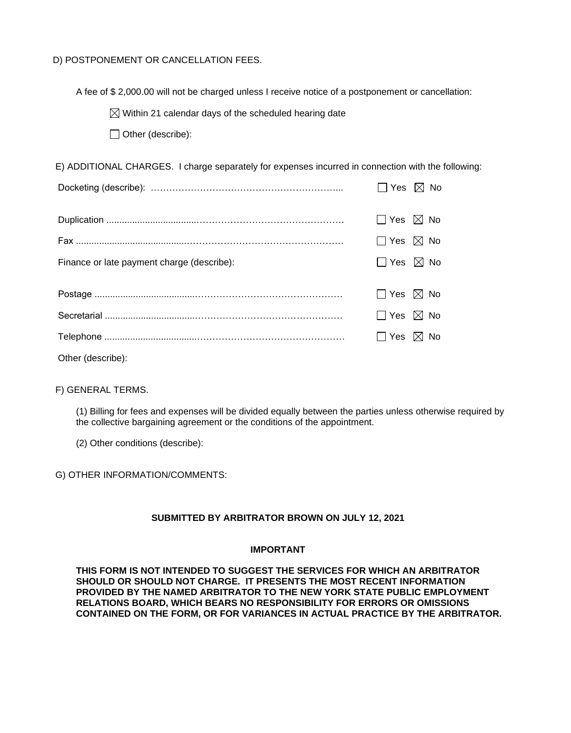D) POSTPONEMENT OR CANCELLATION FEES.

A fee of $ 2,000.00 will not be charged unless I receive notice of a postponement or cancellation:

☒ Within 21 calendar days of the scheduled hearing date

☐ Other (describe):

E) ADDITIONAL CHARGES. I charge separately for expenses incurred in connection with the following:

| | |
|---|---|
| Docketing (describe): | ☐ Yes ☒ No |
| Duplication | ☐ Yes ☒ No |
| Fax | ☐ Yes ☒ No |
| Finance or late payment charge (describe): | ☐ Yes ☒ No |
| Postage | ☐ Yes ☒ No |
| Secretarial | ☐ Yes ☒ No |
| Telephone | ☐ Yes ☒ No |

Other (describe):

F) GENERAL TERMS.

(1) Billing for fees and expenses will be divided equally between the parties unless otherwise required by the collective bargaining agreement or the conditions of the appointment.

(2) Other conditions (describe):

G) OTHER INFORMATION/COMMENTS:

**SUBMITTED BY ARBITRATOR BROWN ON JULY 12, 2021**

**IMPORTANT**

**THIS FORM IS NOT INTENDED TO SUGGEST THE SERVICES FOR WHICH AN ARBITRATOR SHOULD OR SHOULD NOT CHARGE. IT PRESENTS THE MOST RECENT INFORMATION PROVIDED BY THE NAMED ARBITRATOR TO THE NEW YORK STATE PUBLIC EMPLOYMENT RELATIONS BOARD, WHICH BEARS NO RESPONSIBILITY FOR ERRORS OR OMISSIONS CONTAINED ON THE FORM, OR FOR VARIANCES IN ACTUAL PRACTICE BY THE ARBITRATOR.**